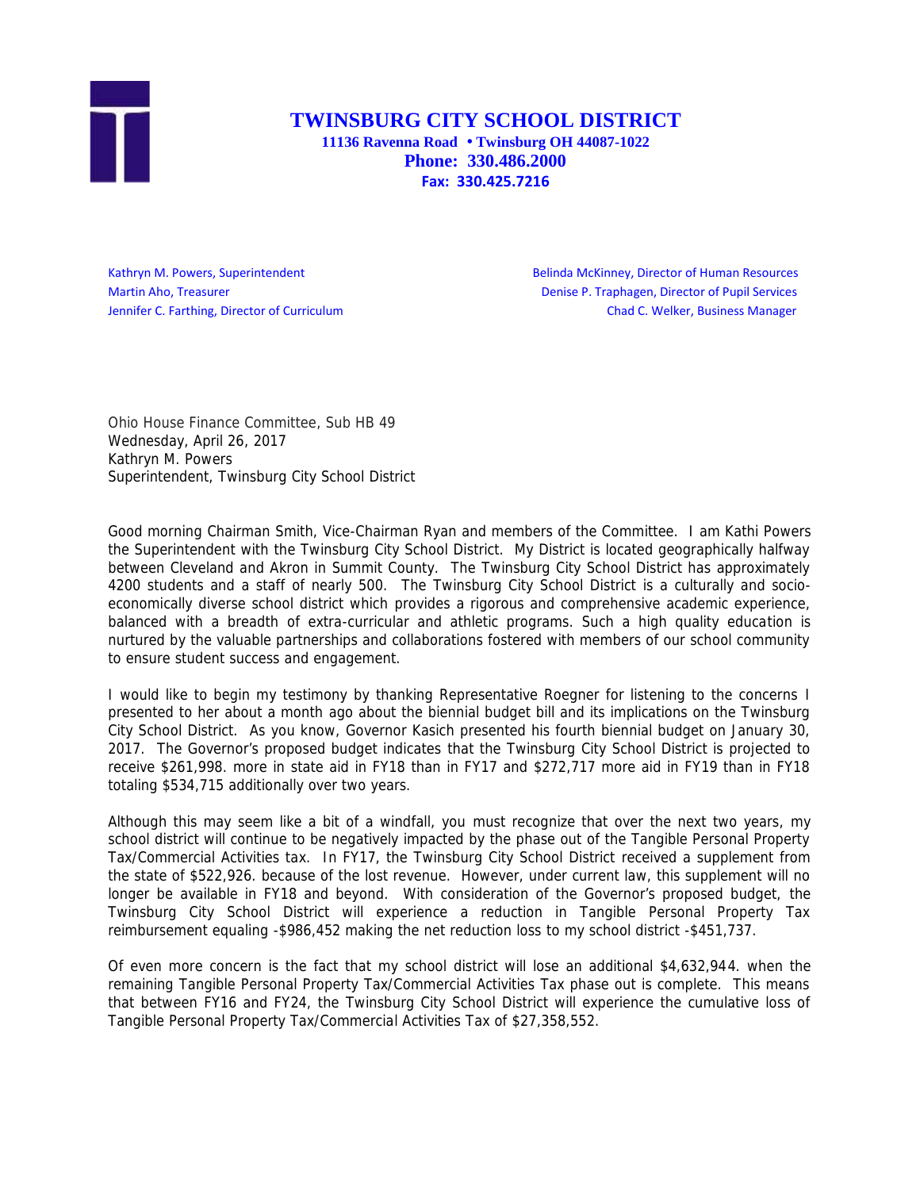# TWINSBURG CITY SCHOOL DISTRICT

**11136 Ravenna Road • Twinsburg OH 44087-1022**
**Phone: 330.486.2000**
**Fax: 330.425.7216**

Kathryn M. Powers, Superintendent
Martin Aho, Treasurer
Jennifer C. Farthing, Director of Curriculum

Belinda McKinney, Director of Human Resources
Denise P. Traphagen, Director of Pupil Services
Chad C. Welker, Business Manager

Ohio House Finance Committee, Sub HB 49
Wednesday, April 26, 2017
Kathryn M. Powers
Superintendent, Twinsburg City School District

Good morning Chairman Smith, Vice-Chairman Ryan and members of the Committee. I am Kathi Powers the Superintendent with the Twinsburg City School District. My District is located geographically halfway between Cleveland and Akron in Summit County. The Twinsburg City School District has approximately 4200 students and a staff of nearly 500. The Twinsburg City School District is a culturally and socio-economically diverse school district which provides a rigorous and comprehensive academic experience, balanced with a breadth of extra-curricular and athletic programs. Such a high quality education is nurtured by the valuable partnerships and collaborations fostered with members of our school community to ensure student success and engagement.

I would like to begin my testimony by thanking Representative Roegner for listening to the concerns I presented to her about a month ago about the biennial budget bill and its implications on the Twinsburg City School District. As you know, Governor Kasich presented his fourth biennial budget on January 30, 2017. The Governor's proposed budget indicates that the Twinsburg City School District is projected to receive $261,998. more in state aid in FY18 than in FY17 and $272,717 more aid in FY19 than in FY18 totaling $534,715 additionally over two years.

Although this may seem like a bit of a windfall, you must recognize that over the next two years, my school district will continue to be negatively impacted by the phase out of the Tangible Personal Property Tax/Commercial Activities tax. In FY17, the Twinsburg City School District received a supplement from the state of $522,926. because of the lost revenue. However, under current law, this supplement will no longer be available in FY18 and beyond. With consideration of the Governor's proposed budget, the Twinsburg City School District will experience a reduction in Tangible Personal Property Tax reimbursement equaling -$986,452 making the net reduction loss to my school district -$451,737.

Of even more concern is the fact that my school district will lose an additional $4,632,944. when the remaining Tangible Personal Property Tax/Commercial Activities Tax phase out is complete. This means that between FY16 and FY24, the Twinsburg City School District will experience the cumulative loss of Tangible Personal Property Tax/Commercial Activities Tax of $27,358,552.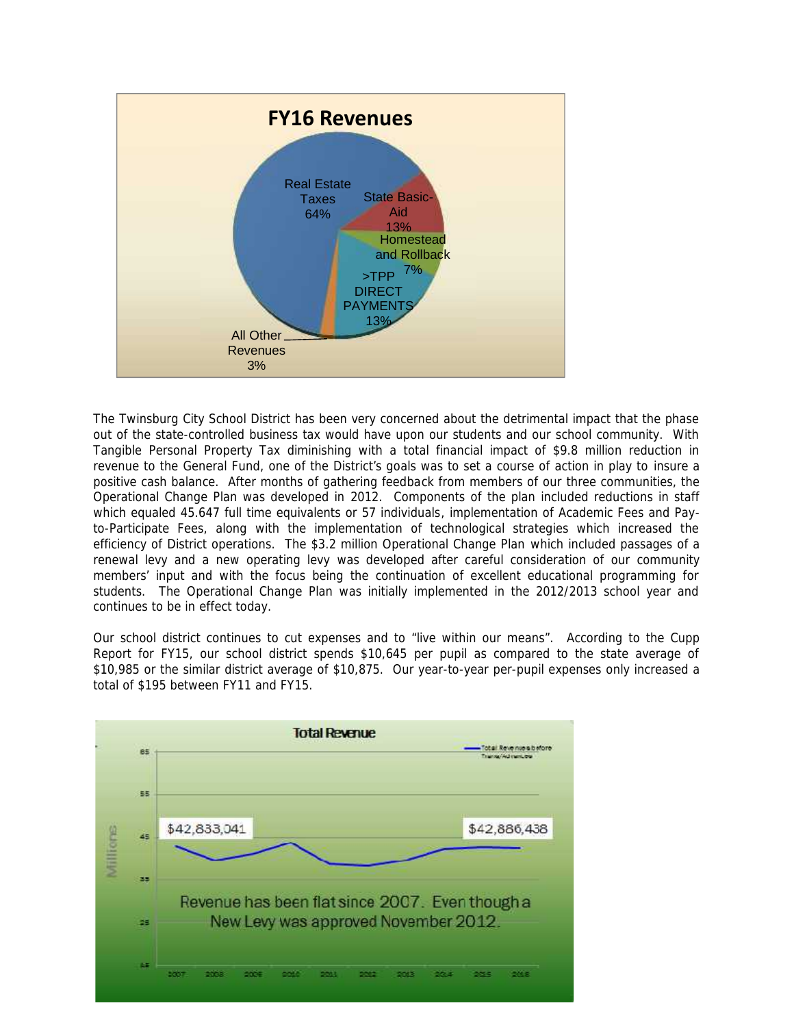**FY16 Revenues**

- Real Estate Taxes 64%
- State Basic-Aid 13%
- Homestead and Rollback 7%
- >TPP DIRECT PAYMENTS 13%
- All Other Revenues 3%

The Twinsburg City School District has been very concerned about the detrimental impact that the phase out of the state-controlled business tax would have upon our students and our school community. With Tangible Personal Property Tax diminishing with a total financial impact of $9.8 million reduction in revenue to the General Fund, one of the District's goals was to set a course of action in play to insure a positive cash balance. After months of gathering feedback from members of our three communities, the Operational Change Plan was developed in 2012. Components of the plan included reductions in staff which equaled 45.647 full time equivalents or 57 individuals, implementation of Academic Fees and Pay-to-Participate Fees, along with the implementation of technological strategies which increased the efficiency of District operations. The $3.2 million Operational Change Plan which included passages of a renewal levy and a new operating levy was developed after careful consideration of our community members' input and with the focus being the continuation of excellent educational programming for students. The Operational Change Plan was initially implemented in the 2012/2013 school year and continues to be in effect today.

Our school district continues to cut expenses and to "live within our means". According to the Cupp Report for FY15, our school district spends $10,645 per pupil as compared to the state average of $10,985 or the similar district average of $10,875. Our year-to-year per-pupil expenses only increased a total of $195 between FY11 and FY15.

**Total Revenue**

$42,833,041 (2007) — $42,886,438 (2016)

Revenue has been flat since 2007. Even though a New Levy was approved November 2012.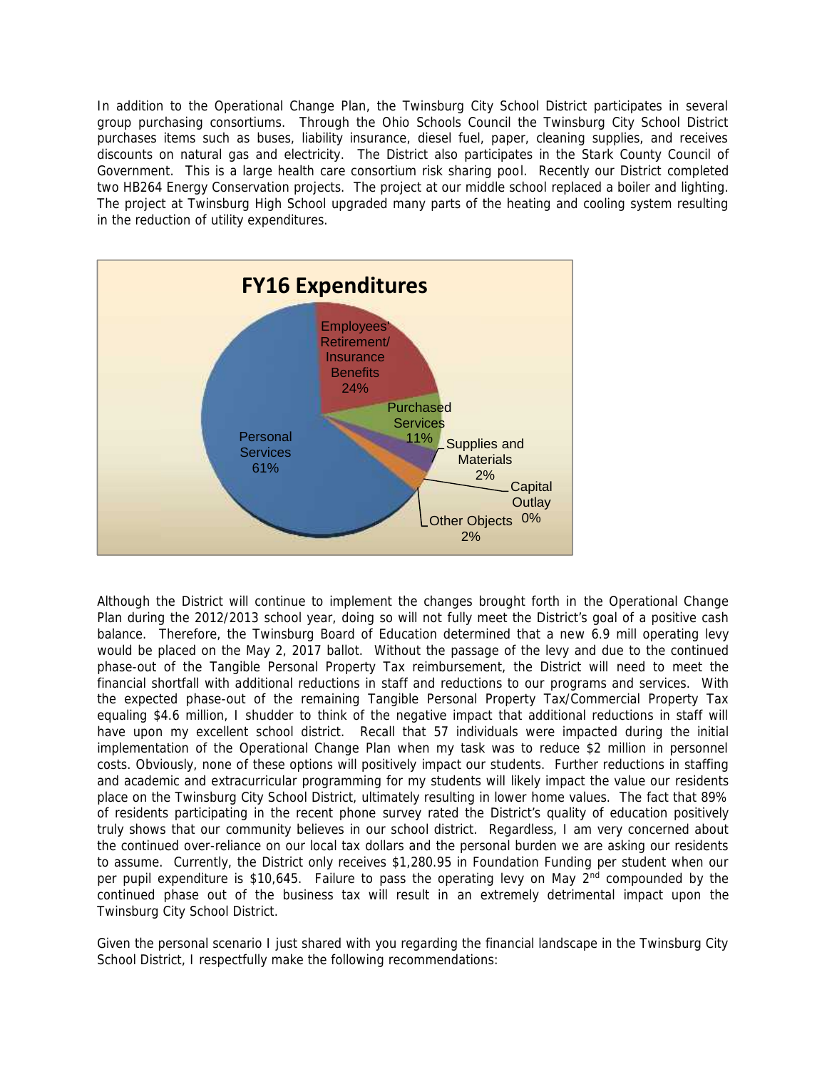In addition to the Operational Change Plan, the Twinsburg City School District participates in several group purchasing consortiums. Through the Ohio Schools Council the Twinsburg City School District purchases items such as buses, liability insurance, diesel fuel, paper, cleaning supplies, and receives discounts on natural gas and electricity. The District also participates in the Stark County Council of Government. This is a large health care consortium risk sharing pool. Recently our District completed two HB264 Energy Conservation projects. The project at our middle school replaced a boiler and lighting. The project at Twinsburg High School upgraded many parts of the heating and cooling system resulting in the reduction of utility expenditures.

**FY16 Expenditures**

| Category | Percentage |
|---|---|
| Personal Services | 61% |
| Employees' Retirement/ Insurance Benefits | 24% |
| Purchased Services | 11% |
| Supplies and Materials | 2% |
| Capital Outlay | 0% |
| Other Objects | 2% |

Although the District will continue to implement the changes brought forth in the Operational Change Plan during the 2012/2013 school year, doing so will not fully meet the District's goal of a positive cash balance. Therefore, the Twinsburg Board of Education determined that a new 6.9 mill operating levy would be placed on the May 2, 2017 ballot. Without the passage of the levy and due to the continued phase-out of the Tangible Personal Property Tax reimbursement, the District will need to meet the financial shortfall with additional reductions in staff and reductions to our programs and services. With the expected phase-out of the remaining Tangible Personal Property Tax/Commercial Property Tax equaling $4.6 million, I shudder to think of the negative impact that additional reductions in staff will have upon my excellent school district. Recall that 57 individuals were impacted during the initial implementation of the Operational Change Plan when my task was to reduce $2 million in personnel costs. Obviously, none of these options will positively impact our students. Further reductions in staffing and academic and extracurricular programming for my students will likely impact the value our residents place on the Twinsburg City School District, ultimately resulting in lower home values. The fact that 89% of residents participating in the recent phone survey rated the District's quality of education positively truly shows that our community believes in our school district. Regardless, I am very concerned about the continued over-reliance on our local tax dollars and the personal burden we are asking our residents to assume. Currently, the District only receives $1,280.95 in Foundation Funding per student when our per pupil expenditure is $10,645. Failure to pass the operating levy on May 2nd compounded by the continued phase out of the business tax will result in an extremely detrimental impact upon the Twinsburg City School District.

Given the personal scenario I just shared with you regarding the financial landscape in the Twinsburg City School District, I respectfully make the following recommendations: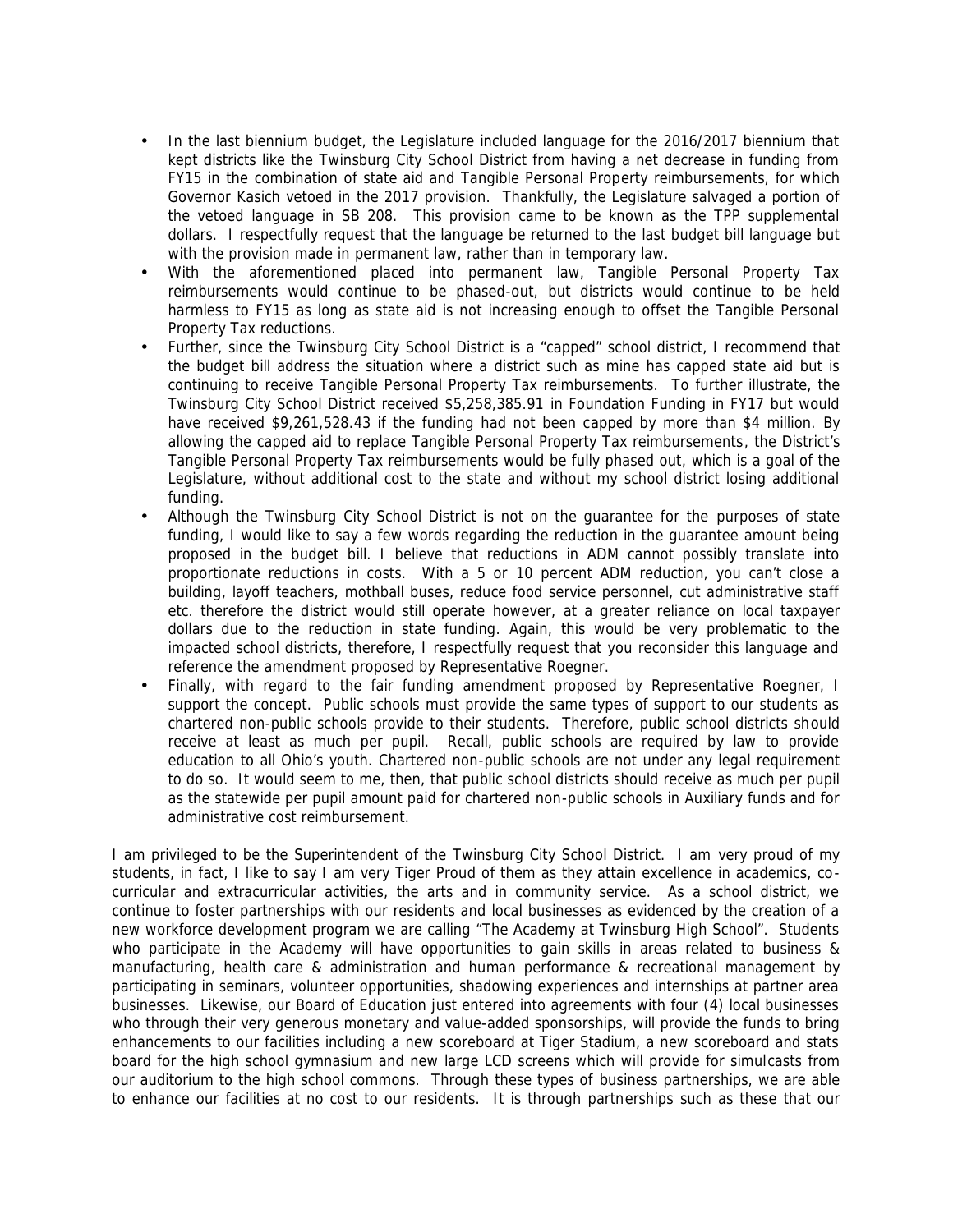- In the last biennium budget, the Legislature included language for the 2016/2017 biennium that kept districts like the Twinsburg City School District from having a net decrease in funding from FY15 in the combination of state aid and Tangible Personal Property reimbursements, for which Governor Kasich vetoed in the 2017 provision. Thankfully, the Legislature salvaged a portion of the vetoed language in SB 208. This provision came to be known as the TPP supplemental dollars. I respectfully request that the language be returned to the last budget bill language but with the provision made in permanent law, rather than in temporary law.
- With the aforementioned placed into permanent law, Tangible Personal Property Tax reimbursements would continue to be phased-out, but districts would continue to be held harmless to FY15 as long as state aid is not increasing enough to offset the Tangible Personal Property Tax reductions.
- Further, since the Twinsburg City School District is a "capped" school district, I recommend that the budget bill address the situation where a district such as mine has capped state aid but is continuing to receive Tangible Personal Property Tax reimbursements. To further illustrate, the Twinsburg City School District received $5,258,385.91 in Foundation Funding in FY17 but would have received $9,261,528.43 if the funding had not been capped by more than $4 million. By allowing the capped aid to replace Tangible Personal Property Tax reimbursements, the District's Tangible Personal Property Tax reimbursements would be fully phased out, which is a goal of the Legislature, without additional cost to the state and without my school district losing additional funding.
- Although the Twinsburg City School District is not on the guarantee for the purposes of state funding, I would like to say a few words regarding the reduction in the guarantee amount being proposed in the budget bill. I believe that reductions in ADM cannot possibly translate into proportionate reductions in costs. With a 5 or 10 percent ADM reduction, you can't close a building, layoff teachers, mothball buses, reduce food service personnel, cut administrative staff etc. therefore the district would still operate however, at a greater reliance on local taxpayer dollars due to the reduction in state funding. Again, this would be very problematic to the impacted school districts, therefore, I respectfully request that you reconsider this language and reference the amendment proposed by Representative Roegner.
- Finally, with regard to the fair funding amendment proposed by Representative Roegner, I support the concept. Public schools must provide the same types of support to our students as chartered non-public schools provide to their students. Therefore, public school districts should receive at least as much per pupil. Recall, public schools are required by law to provide education to all Ohio's youth. Chartered non-public schools are not under any legal requirement to do so. It would seem to me, then, that public school districts should receive as much per pupil as the statewide per pupil amount paid for chartered non-public schools in Auxiliary funds and for administrative cost reimbursement.

I am privileged to be the Superintendent of the Twinsburg City School District. I am very proud of my students, in fact, I like to say I am very Tiger Proud of them as they attain excellence in academics, co-curricular and extracurricular activities, the arts and in community service. As a school district, we continue to foster partnerships with our residents and local businesses as evidenced by the creation of a new workforce development program we are calling "The Academy at Twinsburg High School". Students who participate in the Academy will have opportunities to gain skills in areas related to business & manufacturing, health care & administration and human performance & recreational management by participating in seminars, volunteer opportunities, shadowing experiences and internships at partner area businesses. Likewise, our Board of Education just entered into agreements with four (4) local businesses who through their very generous monetary and value-added sponsorships, will provide the funds to bring enhancements to our facilities including a new scoreboard at Tiger Stadium, a new scoreboard and stats board for the high school gymnasium and new large LCD screens which will provide for simulcasts from our auditorium to the high school commons. Through these types of business partnerships, we are able to enhance our facilities at no cost to our residents. It is through partnerships such as these that our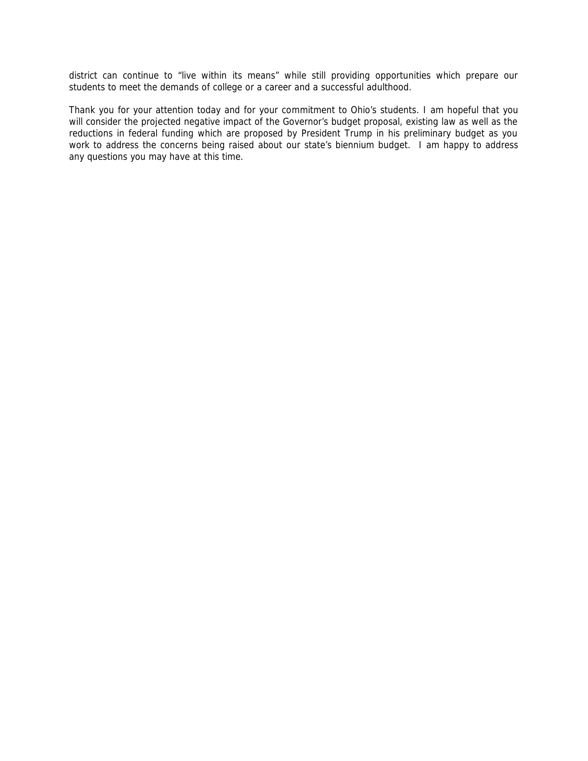district can continue to "live within its means" while still providing opportunities which prepare our students to meet the demands of college or a career and a successful adulthood.

Thank you for your attention today and for your commitment to Ohio's students. I am hopeful that you will consider the projected negative impact of the Governor's budget proposal, existing law as well as the reductions in federal funding which are proposed by President Trump in his preliminary budget as you work to address the concerns being raised about our state's biennium budget. I am happy to address any questions you may have at this time.